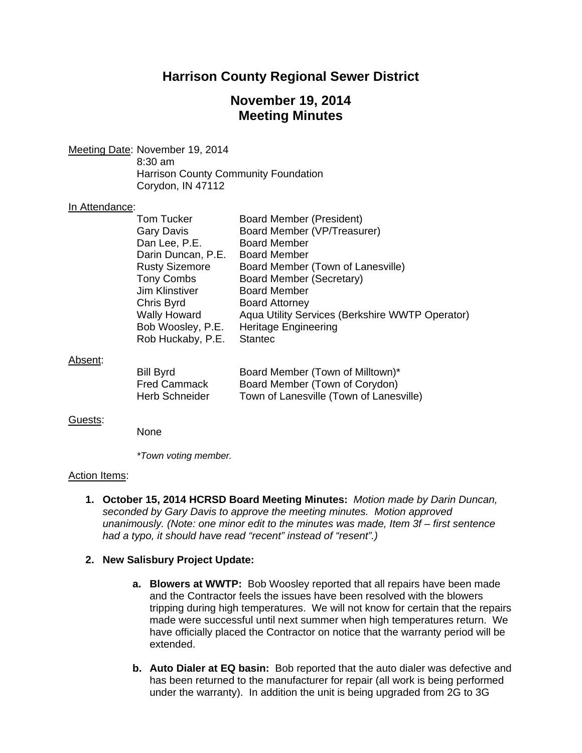# Harrison County Regional Sewer District

## November 19, 2014
## Meeting Minutes

Meeting Date: November 19, 2014
8:30 am
Harrison County Community Foundation
Corydon, IN 47112

In Attendance:

| | |
|---|---|
| Tom Tucker | Board Member (President) |
| Gary Davis | Board Member (VP/Treasurer) |
| Dan Lee, P.E. | Board Member |
| Darin Duncan, P.E. | Board Member |
| Rusty Sizemore | Board Member (Town of Lanesville) |
| Tony Combs | Board Member (Secretary) |
| Jim Klinstiver | Board Member |
| Chris Byrd | Board Attorney |
| Wally Howard | Aqua Utility Services (Berkshire WWTP Operator) |
| Bob Woosley, P.E. | Heritage Engineering |
| Rob Huckaby, P.E. | Stantec |

Absent:

| | |
|---|---|
| Bill Byrd | Board Member (Town of Milltown)* |
| Fred Cammack | Board Member (Town of Corydon) |
| Herb Schneider | Town of Lanesville (Town of Lanesville) |

Guests:

None

*\*Town voting member.*

Action Items:

1. **October 15, 2014 HCRSD Board Meeting Minutes:** *Motion made by Darin Duncan, seconded by Gary Davis to approve the meeting minutes. Motion approved unanimously. (Note: one minor edit to the minutes was made, Item 3f – first sentence had a typo, it should have read "recent" instead of "resent".)*

2. **New Salisbury Project Update:**

   a. **Blowers at WWTP:** Bob Woosley reported that all repairs have been made and the Contractor feels the issues have been resolved with the blowers tripping during high temperatures. We will not know for certain that the repairs made were successful until next summer when high temperatures return. We have officially placed the Contractor on notice that the warranty period will be extended.

   b. **Auto Dialer at EQ basin:** Bob reported that the auto dialer was defective and has been returned to the manufacturer for repair (all work is being performed under the warranty). In addition the unit is being upgraded from 2G to 3G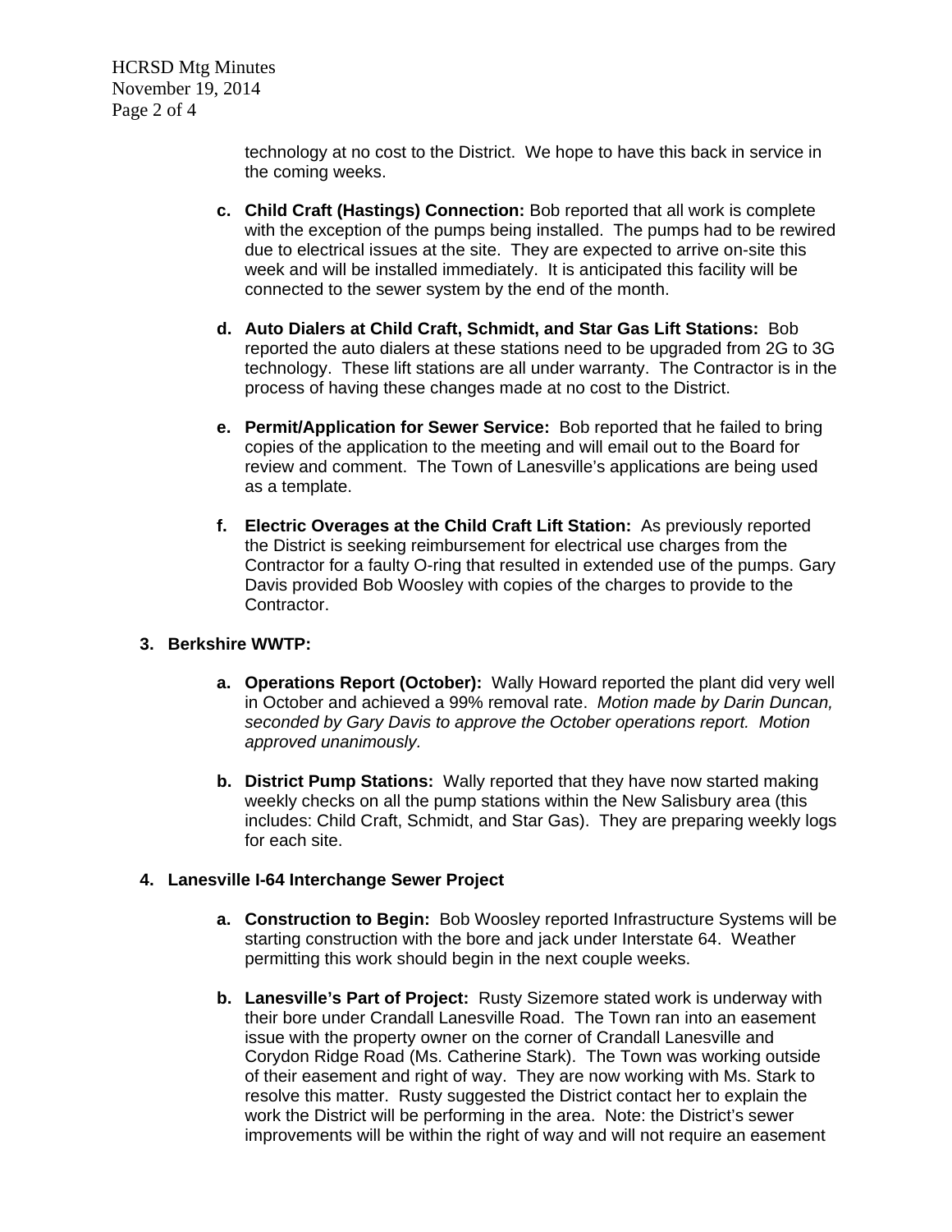technology at no cost to the District. We hope to have this back in service in the coming weeks.

c. **Child Craft (Hastings) Connection:** Bob reported that all work is complete with the exception of the pumps being installed. The pumps had to be rewired due to electrical issues at the site. They are expected to arrive on-site this week and will be installed immediately. It is anticipated this facility will be connected to the sewer system by the end of the month.

d. **Auto Dialers at Child Craft, Schmidt, and Star Gas Lift Stations:** Bob reported the auto dialers at these stations need to be upgraded from 2G to 3G technology. These lift stations are all under warranty. The Contractor is in the process of having these changes made at no cost to the District.

e. **Permit/Application for Sewer Service:** Bob reported that he failed to bring copies of the application to the meeting and will email out to the Board for review and comment. The Town of Lanesville's applications are being used as a template.

f. **Electric Overages at the Child Craft Lift Station:** As previously reported the District is seeking reimbursement for electrical use charges from the Contractor for a faulty O-ring that resulted in extended use of the pumps. Gary Davis provided Bob Woosley with copies of the charges to provide to the Contractor.

**3. Berkshire WWTP:**

a. **Operations Report (October):** Wally Howard reported the plant did very well in October and achieved a 99% removal rate. *Motion made by Darin Duncan, seconded by Gary Davis to approve the October operations report. Motion approved unanimously.*

b. **District Pump Stations:** Wally reported that they have now started making weekly checks on all the pump stations within the New Salisbury area (this includes: Child Craft, Schmidt, and Star Gas). They are preparing weekly logs for each site.

**4. Lanesville I-64 Interchange Sewer Project**

a. **Construction to Begin:** Bob Woosley reported Infrastructure Systems will be starting construction with the bore and jack under Interstate 64. Weather permitting this work should begin in the next couple weeks.

b. **Lanesville's Part of Project:** Rusty Sizemore stated work is underway with their bore under Crandall Lanesville Road. The Town ran into an easement issue with the property owner on the corner of Crandall Lanesville and Corydon Ridge Road (Ms. Catherine Stark). The Town was working outside of their easement and right of way. They are now working with Ms. Stark to resolve this matter. Rusty suggested the District contact her to explain the work the District will be performing in the area. Note: the District's sewer improvements will be within the right of way and will not require an easement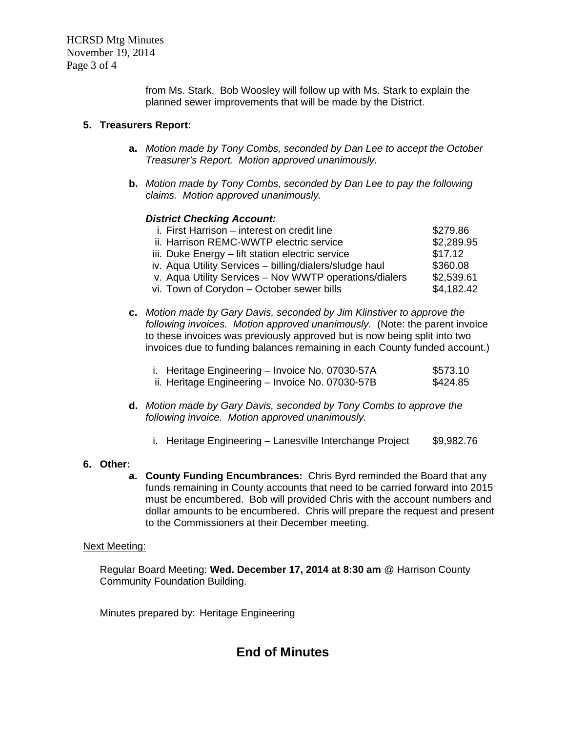from Ms. Stark. Bob Woosley will follow up with Ms. Stark to explain the planned sewer improvements that will be made by the District.

**5. Treasurers Report:**

**a.** *Motion made by Tony Combs, seconded by Dan Lee to accept the October Treasurer's Report. Motion approved unanimously.*

**b.** *Motion made by Tony Combs, seconded by Dan Lee to pay the following claims. Motion approved unanimously.*

***District Checking Account:***

| | |
|---|---|
| i. First Harrison – interest on credit line | $279.86 |
| ii. Harrison REMC-WWTP electric service | $2,289.95 |
| iii. Duke Energy – lift station electric service | $17.12 |
| iv. Aqua Utility Services – billing/dialers/sludge haul | $360.08 |
| v. Aqua Utility Services – Nov WWTP operations/dialers | $2,539.61 |
| vi. Town of Corydon – October sewer bills | $4,182.42 |

**c.** *Motion made by Gary Davis, seconded by Jim Klinstiver to approve the following invoices. Motion approved unanimously.* (Note: the parent invoice to these invoices was previously approved but is now being split into two invoices due to funding balances remaining in each County funded account.)

| | |
|---|---|
| i. Heritage Engineering – Invoice No. 07030-57A | $573.10 |
| ii. Heritage Engineering – Invoice No. 07030-57B | $424.85 |

**d.** *Motion made by Gary Davis, seconded by Tony Combs to approve the following invoice. Motion approved unanimously.*

| | |
|---|---|
| i. Heritage Engineering – Lanesville Interchange Project | $9,982.76 |

**6. Other:**

**a. County Funding Encumbrances:** Chris Byrd reminded the Board that any funds remaining in County accounts that need to be carried forward into 2015 must be encumbered. Bob will provided Chris with the account numbers and dollar amounts to be encumbered. Chris will prepare the request and present to the Commissioners at their December meeting.

Next Meeting:

Regular Board Meeting: **Wed. December 17, 2014 at 8:30 am** @ Harrison County Community Foundation Building.

Minutes prepared by: Heritage Engineering

## End of Minutes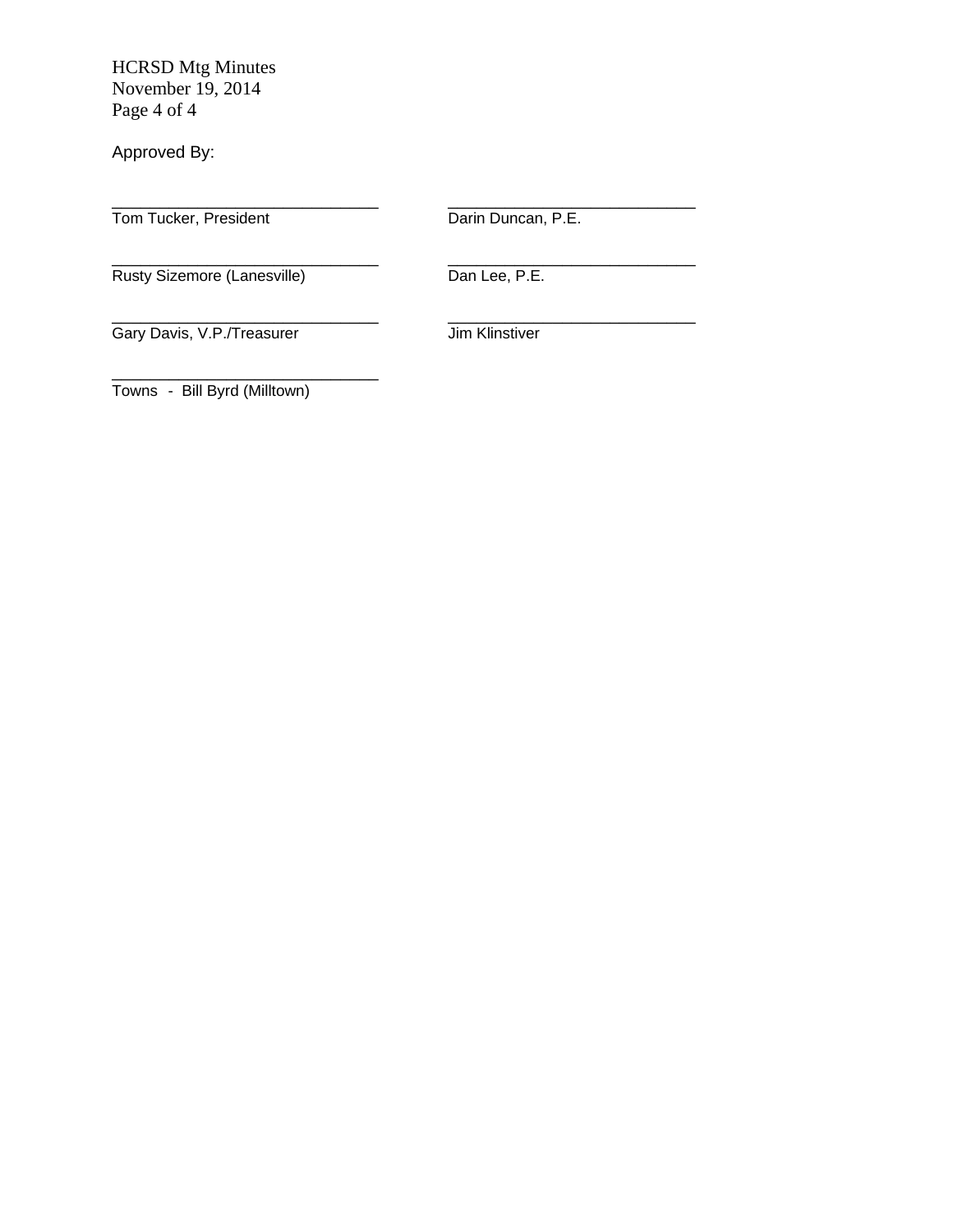Approved By:

______________________________ Tom Tucker, President

______________________________ Darin Duncan, P.E.

______________________________ Rusty Sizemore (Lanesville)

______________________________ Dan Lee, P.E.

______________________________ Gary Davis, V.P./Treasurer

______________________________ Jim Klinstiver

______________________________ Towns - Bill Byrd (Milltown)